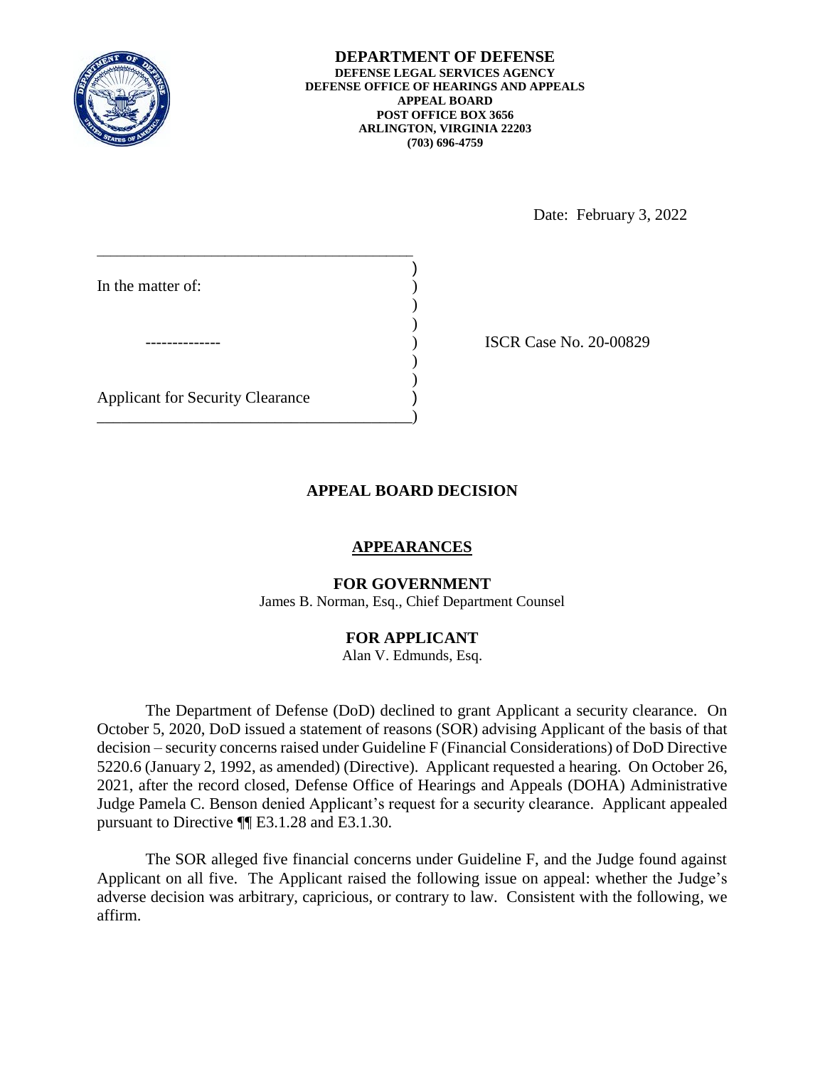**DEPARTMENT OF DEFENSE**
**DEFENSE LEGAL SERVICES AGENCY**
**DEFENSE OFFICE OF HEARINGS AND APPEALS**
**APPEAL BOARD**
**POST OFFICE BOX 3656**
**ARLINGTON, VIRGINIA 22203**
**(703) 696-4759**

Date: February 3, 2022

In the matter of:

--------------

Applicant for Security Clearance

ISCR Case No. 20-00829

## APPEAL BOARD DECISION

### APPEARANCES

**FOR GOVERNMENT**
James B. Norman, Esq., Chief Department Counsel

**FOR APPLICANT**
Alan V. Edmunds, Esq.

The Department of Defense (DoD) declined to grant Applicant a security clearance. On October 5, 2020, DoD issued a statement of reasons (SOR) advising Applicant of the basis of that decision – security concerns raised under Guideline F (Financial Considerations) of DoD Directive 5220.6 (January 2, 1992, as amended) (Directive). Applicant requested a hearing. On October 26, 2021, after the record closed, Defense Office of Hearings and Appeals (DOHA) Administrative Judge Pamela C. Benson denied Applicant's request for a security clearance. Applicant appealed pursuant to Directive ¶¶ E3.1.28 and E3.1.30.

The SOR alleged five financial concerns under Guideline F, and the Judge found against Applicant on all five. The Applicant raised the following issue on appeal: whether the Judge's adverse decision was arbitrary, capricious, or contrary to law. Consistent with the following, we affirm.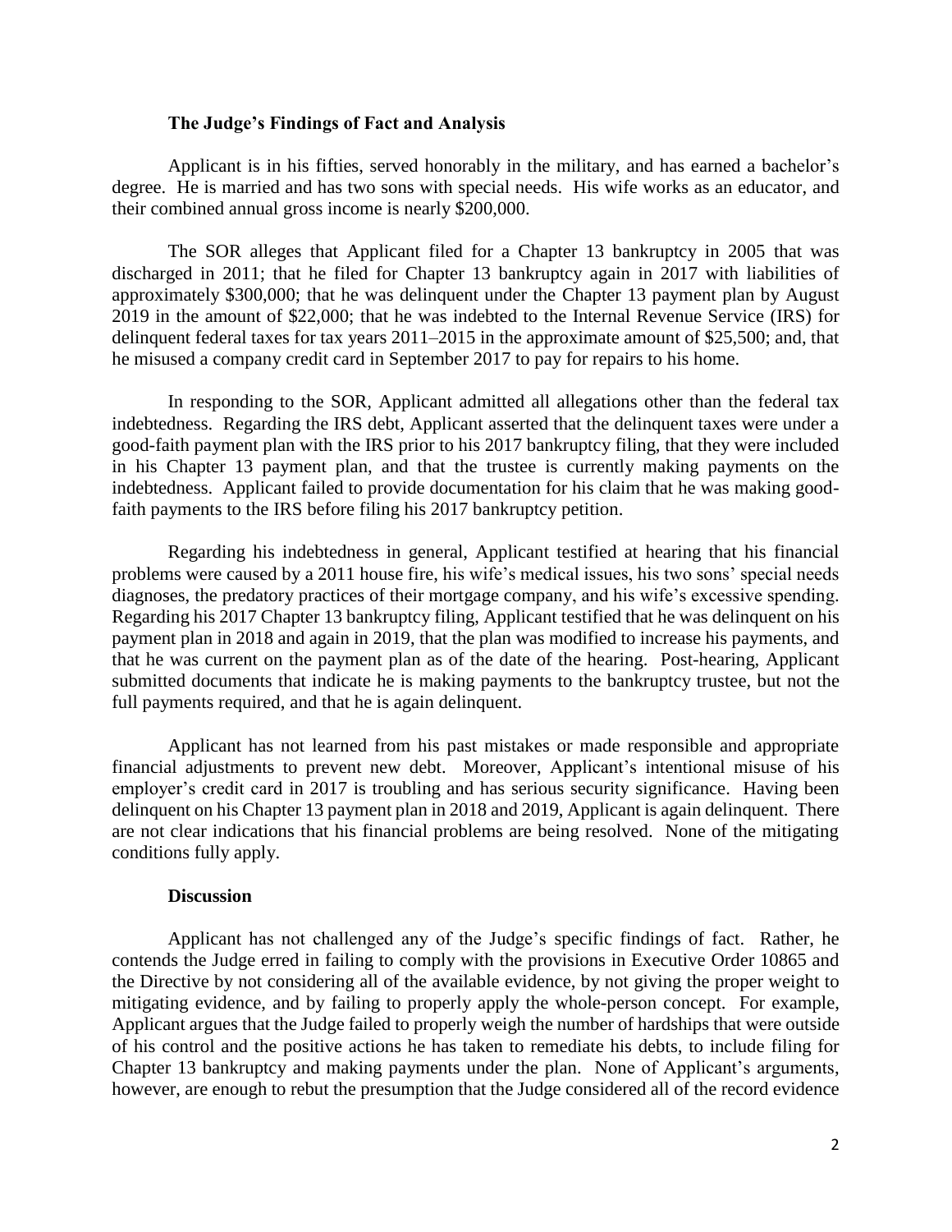### The Judge's Findings of Fact and Analysis

Applicant is in his fifties, served honorably in the military, and has earned a bachelor's degree. He is married and has two sons with special needs. His wife works as an educator, and their combined annual gross income is nearly $200,000.

The SOR alleges that Applicant filed for a Chapter 13 bankruptcy in 2005 that was discharged in 2011; that he filed for Chapter 13 bankruptcy again in 2017 with liabilities of approximately $300,000; that he was delinquent under the Chapter 13 payment plan by August 2019 in the amount of $22,000; that he was indebted to the Internal Revenue Service (IRS) for delinquent federal taxes for tax years 2011–2015 in the approximate amount of $25,500; and, that he misused a company credit card in September 2017 to pay for repairs to his home.

In responding to the SOR, Applicant admitted all allegations other than the federal tax indebtedness. Regarding the IRS debt, Applicant asserted that the delinquent taxes were under a good-faith payment plan with the IRS prior to his 2017 bankruptcy filing, that they were included in his Chapter 13 payment plan, and that the trustee is currently making payments on the indebtedness. Applicant failed to provide documentation for his claim that he was making good-faith payments to the IRS before filing his 2017 bankruptcy petition.

Regarding his indebtedness in general, Applicant testified at hearing that his financial problems were caused by a 2011 house fire, his wife's medical issues, his two sons' special needs diagnoses, the predatory practices of their mortgage company, and his wife's excessive spending. Regarding his 2017 Chapter 13 bankruptcy filing, Applicant testified that he was delinquent on his payment plan in 2018 and again in 2019, that the plan was modified to increase his payments, and that he was current on the payment plan as of the date of the hearing. Post-hearing, Applicant submitted documents that indicate he is making payments to the bankruptcy trustee, but not the full payments required, and that he is again delinquent.

Applicant has not learned from his past mistakes or made responsible and appropriate financial adjustments to prevent new debt. Moreover, Applicant's intentional misuse of his employer's credit card in 2017 is troubling and has serious security significance. Having been delinquent on his Chapter 13 payment plan in 2018 and 2019, Applicant is again delinquent. There are not clear indications that his financial problems are being resolved. None of the mitigating conditions fully apply.

### Discussion

Applicant has not challenged any of the Judge's specific findings of fact. Rather, he contends the Judge erred in failing to comply with the provisions in Executive Order 10865 and the Directive by not considering all of the available evidence, by not giving the proper weight to mitigating evidence, and by failing to properly apply the whole-person concept. For example, Applicant argues that the Judge failed to properly weigh the number of hardships that were outside of his control and the positive actions he has taken to remediate his debts, to include filing for Chapter 13 bankruptcy and making payments under the plan. None of Applicant's arguments, however, are enough to rebut the presumption that the Judge considered all of the record evidence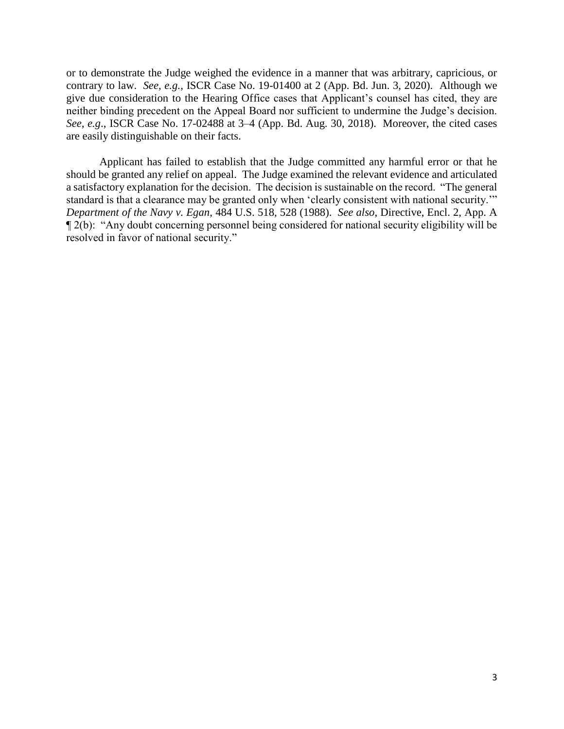or to demonstrate the Judge weighed the evidence in a manner that was arbitrary, capricious, or contrary to law. *See, e.g.*, ISCR Case No. 19-01400 at 2 (App. Bd. Jun. 3, 2020). Although we give due consideration to the Hearing Office cases that Applicant's counsel has cited, they are neither binding precedent on the Appeal Board nor sufficient to undermine the Judge's decision. *See, e.g*., ISCR Case No. 17-02488 at 3–4 (App. Bd. Aug. 30, 2018). Moreover, the cited cases are easily distinguishable on their facts.

Applicant has failed to establish that the Judge committed any harmful error or that he should be granted any relief on appeal. The Judge examined the relevant evidence and articulated a satisfactory explanation for the decision. The decision is sustainable on the record. "The general standard is that a clearance may be granted only when 'clearly consistent with national security.'" *Department of the Navy v. Egan*, 484 U.S. 518, 528 (1988). *See also*, Directive, Encl. 2, App. A ¶ 2(b): "Any doubt concerning personnel being considered for national security eligibility will be resolved in favor of national security."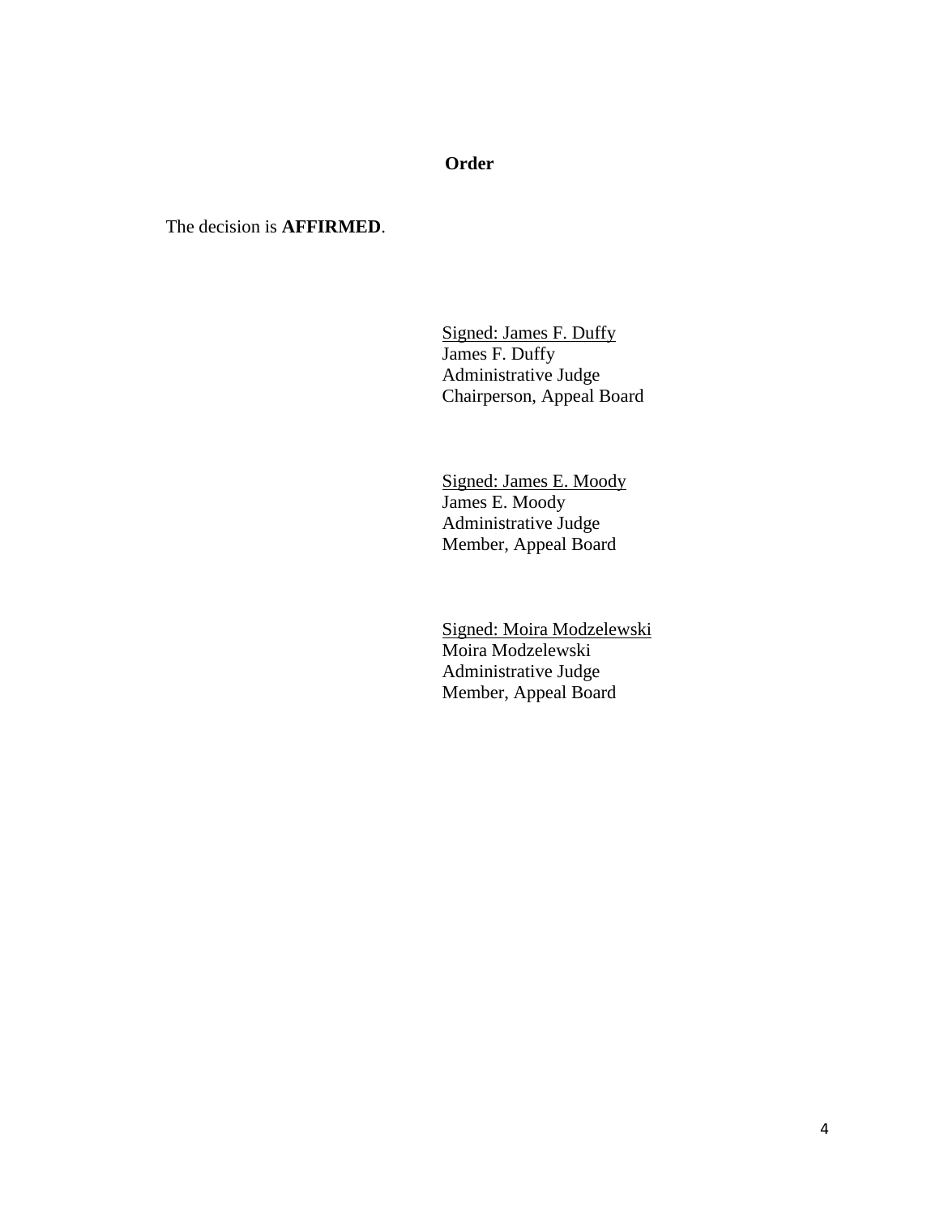**Order**

The decision is **AFFIRMED**.

Signed: James F. Duffy
James F. Duffy
Administrative Judge
Chairperson, Appeal Board

Signed: James E. Moody
James E. Moody
Administrative Judge
Member, Appeal Board

Signed: Moira Modzelewski
Moira Modzelewski
Administrative Judge
Member, Appeal Board